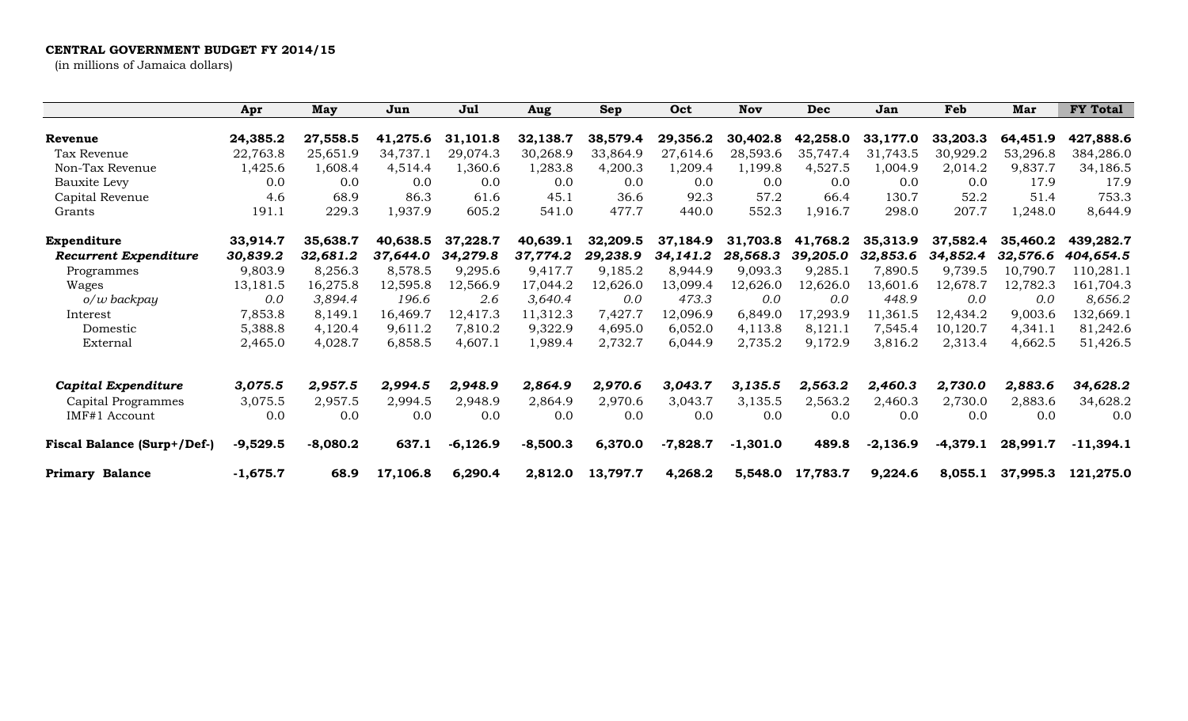**CENTRAL GOVERNMENT BUDGET FY 2014/15**
(in millions of Jamaica dollars)

| | Apr | May | Jun | Jul | Aug | Sep | Oct | Nov | Dec | Jan | Feb | Mar | FY Total |
|---|---|---|---|---|---|---|---|---|---|---|---|---|---|
| **Revenue** | **24,385.2** | **27,558.5** | **41,275.6** | **31,101.8** | **32,138.7** | **38,579.4** | **29,356.2** | **30,402.8** | **42,258.0** | **33,177.0** | **33,203.3** | **64,451.9** | **427,888.6** |
| Tax Revenue | 22,763.8 | 25,651.9 | 34,737.1 | 29,074.3 | 30,268.9 | 33,864.9 | 27,614.6 | 28,593.6 | 35,747.4 | 31,743.5 | 30,929.2 | 53,296.8 | 384,286.0 |
| Non-Tax Revenue | 1,425.6 | 1,608.4 | 4,514.4 | 1,360.6 | 1,283.8 | 4,200.3 | 1,209.4 | 1,199.8 | 4,527.5 | 1,004.9 | 2,014.2 | 9,837.7 | 34,186.5 |
| Bauxite Levy | 0.0 | 0.0 | 0.0 | 0.0 | 0.0 | 0.0 | 0.0 | 0.0 | 0.0 | 0.0 | 0.0 | 17.9 | 17.9 |
| Capital Revenue | 4.6 | 68.9 | 86.3 | 61.6 | 45.1 | 36.6 | 92.3 | 57.2 | 66.4 | 130.7 | 52.2 | 51.4 | 753.3 |
| Grants | 191.1 | 229.3 | 1,937.9 | 605.2 | 541.0 | 477.7 | 440.0 | 552.3 | 1,916.7 | 298.0 | 207.7 | 1,248.0 | 8,644.9 |
| **Expenditure** | **33,914.7** | **35,638.7** | **40,638.5** | **37,228.7** | **40,639.1** | **32,209.5** | **37,184.9** | **31,703.8** | **41,768.2** | **35,313.9** | **37,582.4** | **35,460.2** | **439,282.7** |
| ***Recurrent Expenditure*** | ***30,839.2*** | ***32,681.2*** | ***37,644.0*** | ***34,279.8*** | ***37,774.2*** | ***29,238.9*** | ***34,141.2*** | ***28,568.3*** | ***39,205.0*** | ***32,853.6*** | ***34,852.4*** | ***32,576.6*** | ***404,654.5*** |
| Programmes | 9,803.9 | 8,256.3 | 8,578.5 | 9,295.6 | 9,417.7 | 9,185.2 | 8,944.9 | 9,093.3 | 9,285.1 | 7,890.5 | 9,739.5 | 10,790.7 | 110,281.1 |
| Wages | 13,181.5 | 16,275.8 | 12,595.8 | 12,566.9 | 17,044.2 | 12,626.0 | 13,099.4 | 12,626.0 | 12,626.0 | 13,601.6 | 12,678.7 | 12,782.3 | 161,704.3 |
| *o/w backpay* | *0.0* | *3,894.4* | *196.6* | *2.6* | *3,640.4* | *0.0* | *473.3* | *0.0* | *0.0* | *448.9* | *0.0* | *0.0* | *8,656.2* |
| Interest | 7,853.8 | 8,149.1 | 16,469.7 | 12,417.3 | 11,312.3 | 7,427.7 | 12,096.9 | 6,849.0 | 17,293.9 | 11,361.5 | 12,434.2 | 9,003.6 | 132,669.1 |
| Domestic | 5,388.8 | 4,120.4 | 9,611.2 | 7,810.2 | 9,322.9 | 4,695.0 | 6,052.0 | 4,113.8 | 8,121.1 | 7,545.4 | 10,120.7 | 4,341.1 | 81,242.6 |
| External | 2,465.0 | 4,028.7 | 6,858.5 | 4,607.1 | 1,989.4 | 2,732.7 | 6,044.9 | 2,735.2 | 9,172.9 | 3,816.2 | 2,313.4 | 4,662.5 | 51,426.5 |
| ***Capital Expenditure*** | ***3,075.5*** | ***2,957.5*** | ***2,994.5*** | ***2,948.9*** | ***2,864.9*** | ***2,970.6*** | ***3,043.7*** | ***3,135.5*** | ***2,563.2*** | ***2,460.3*** | ***2,730.0*** | ***2,883.6*** | ***34,628.2*** |
| Capital Programmes | 3,075.5 | 2,957.5 | 2,994.5 | 2,948.9 | 2,864.9 | 2,970.6 | 3,043.7 | 3,135.5 | 2,563.2 | 2,460.3 | 2,730.0 | 2,883.6 | 34,628.2 |
| IMF#1 Account | 0.0 | 0.0 | 0.0 | 0.0 | 0.0 | 0.0 | 0.0 | 0.0 | 0.0 | 0.0 | 0.0 | 0.0 | 0.0 |
| **Fiscal Balance (Surp+/Def-)** | **-9,529.5** | **-8,080.2** | **637.1** | **-6,126.9** | **-8,500.3** | **6,370.0** | **-7,828.7** | **-1,301.0** | **489.8** | **-2,136.9** | **-4,379.1** | **28,991.7** | **-11,394.1** |
| **Primary Balance** | **-1,675.7** | **68.9** | **17,106.8** | **6,290.4** | **2,812.0** | **13,797.7** | **4,268.2** | **5,548.0** | **17,783.7** | **9,224.6** | **8,055.1** | **37,995.3** | **121,275.0** |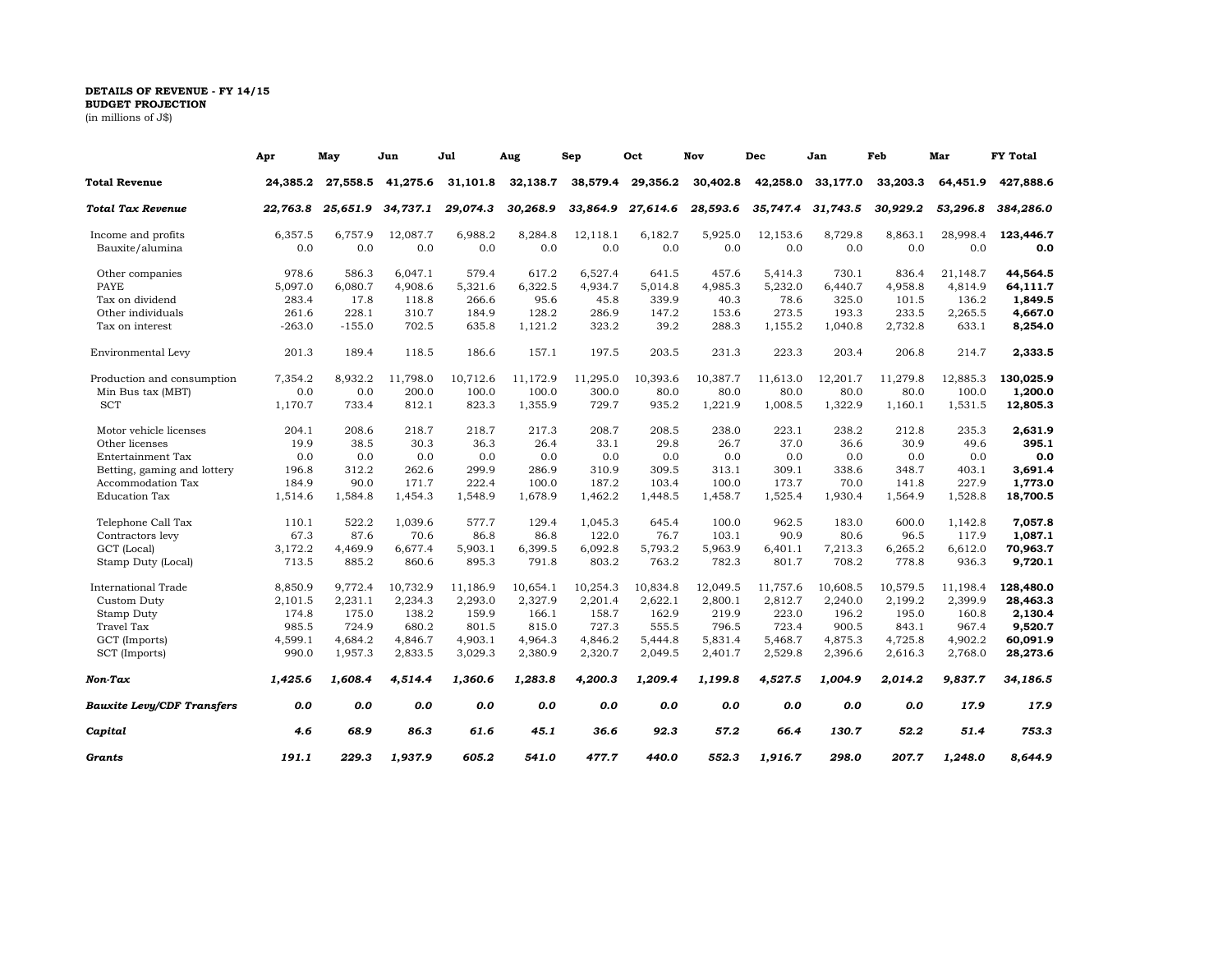**DETAILS OF REVENUE - FY 14/15**
**BUDGET PROJECTION**
(in millions of J$)

| | Apr | May | Jun | Jul | Aug | Sep | Oct | Nov | Dec | Jan | Feb | Mar | FY Total |
|---|---|---|---|---|---|---|---|---|---|---|---|---|---|
| **Total Revenue** | **24,385.2** | **27,558.5** | **41,275.6** | **31,101.8** | **32,138.7** | **38,579.4** | **29,356.2** | **30,402.8** | **42,258.0** | **33,177.0** | **33,203.3** | **64,451.9** | **427,888.6** |
| ***Total Tax Revenue*** | ***22,763.8*** | ***25,651.9*** | ***34,737.1*** | ***29,074.3*** | ***30,268.9*** | ***33,864.9*** | ***27,614.6*** | ***28,593.6*** | ***35,747.4*** | ***31,743.5*** | ***30,929.2*** | ***53,296.8*** | ***384,286.0*** |
| Income and profits | 6,357.5 | 6,757.9 | 12,087.7 | 6,988.2 | 8,284.8 | 12,118.1 | 6,182.7 | 5,925.0 | 12,153.6 | 8,729.8 | 8,863.1 | 28,998.4 | **123,446.7** |
| Bauxite/alumina | 0.0 | 0.0 | 0.0 | 0.0 | 0.0 | 0.0 | 0.0 | 0.0 | 0.0 | 0.0 | 0.0 | 0.0 | **0.0** |
| Other companies | 978.6 | 586.3 | 6,047.1 | 579.4 | 617.2 | 6,527.4 | 641.5 | 457.6 | 5,414.3 | 730.1 | 836.4 | 21,148.7 | **44,564.5** |
| PAYE | 5,097.0 | 6,080.7 | 4,908.6 | 5,321.6 | 6,322.5 | 4,934.7 | 5,014.8 | 4,985.3 | 5,232.0 | 6,440.7 | 4,958.8 | 4,814.9 | **64,111.7** |
| Tax on dividend | 283.4 | 17.8 | 118.8 | 266.6 | 95.6 | 45.8 | 339.9 | 40.3 | 78.6 | 325.0 | 101.5 | 136.2 | **1,849.5** |
| Other individuals | 261.6 | 228.1 | 310.7 | 184.9 | 128.2 | 286.9 | 147.2 | 153.6 | 273.5 | 193.3 | 233.5 | 2,265.5 | **4,667.0** |
| Tax on interest | -263.0 | -155.0 | 702.5 | 635.8 | 1,121.2 | 323.2 | 39.2 | 288.3 | 1,155.2 | 1,040.8 | 2,732.8 | 633.1 | **8,254.0** |
| Environmental Levy | 201.3 | 189.4 | 118.5 | 186.6 | 157.1 | 197.5 | 203.5 | 231.3 | 223.3 | 203.4 | 206.8 | 214.7 | **2,333.5** |
| Production and consumption | 7,354.2 | 8,932.2 | 11,798.0 | 10,712.6 | 11,172.9 | 11,295.0 | 10,393.6 | 10,387.7 | 11,613.0 | 12,201.7 | 11,279.8 | 12,885.3 | **130,025.9** |
| Min Bus tax (MBT) | 0.0 | 0.0 | 200.0 | 100.0 | 100.0 | 300.0 | 80.0 | 80.0 | 80.0 | 80.0 | 80.0 | 100.0 | **1,200.0** |
| SCT | 1,170.7 | 733.4 | 812.1 | 823.3 | 1,355.9 | 729.7 | 935.2 | 1,221.9 | 1,008.5 | 1,322.9 | 1,160.1 | 1,531.5 | **12,805.3** |
| Motor vehicle licenses | 204.1 | 208.6 | 218.7 | 218.7 | 217.3 | 208.7 | 208.5 | 238.0 | 223.1 | 238.2 | 212.8 | 235.3 | **2,631.9** |
| Other licenses | 19.9 | 38.5 | 30.3 | 36.3 | 26.4 | 33.1 | 29.8 | 26.7 | 37.0 | 36.6 | 30.9 | 49.6 | **395.1** |
| Entertainment Tax | 0.0 | 0.0 | 0.0 | 0.0 | 0.0 | 0.0 | 0.0 | 0.0 | 0.0 | 0.0 | 0.0 | 0.0 | **0.0** |
| Betting, gaming and lottery | 196.8 | 312.2 | 262.6 | 299.9 | 286.9 | 310.9 | 309.5 | 313.1 | 309.1 | 338.6 | 348.7 | 403.1 | **3,691.4** |
| Accommodation Tax | 184.9 | 90.0 | 171.7 | 222.4 | 100.0 | 187.2 | 103.4 | 100.0 | 173.7 | 70.0 | 141.8 | 227.9 | **1,773.0** |
| Education Tax | 1,514.6 | 1,584.8 | 1,454.3 | 1,548.9 | 1,678.9 | 1,462.2 | 1,448.5 | 1,458.7 | 1,525.4 | 1,930.4 | 1,564.9 | 1,528.8 | **18,700.5** |
| Telephone Call Tax | 110.1 | 522.2 | 1,039.6 | 577.7 | 129.4 | 1,045.3 | 645.4 | 100.0 | 962.5 | 183.0 | 600.0 | 1,142.8 | **7,057.8** |
| Contractors levy | 67.3 | 87.6 | 70.6 | 86.8 | 86.8 | 122.0 | 76.7 | 103.1 | 90.9 | 80.6 | 96.5 | 117.9 | **1,087.1** |
| GCT (Local) | 3,172.2 | 4,469.9 | 6,677.4 | 5,903.1 | 6,399.5 | 6,092.8 | 5,793.2 | 5,963.9 | 6,401.1 | 7,213.3 | 6,265.2 | 6,612.0 | **70,963.7** |
| Stamp Duty (Local) | 713.5 | 885.2 | 860.6 | 895.3 | 791.8 | 803.2 | 763.2 | 782.3 | 801.7 | 708.2 | 778.8 | 936.3 | **9,720.1** |
| International Trade | 8,850.9 | 9,772.4 | 10,732.9 | 11,186.9 | 10,654.1 | 10,254.3 | 10,834.8 | 12,049.5 | 11,757.6 | 10,608.5 | 10,579.5 | 11,198.4 | **128,480.0** |
| Custom Duty | 2,101.5 | 2,231.1 | 2,234.3 | 2,293.0 | 2,327.9 | 2,201.4 | 2,622.1 | 2,800.1 | 2,812.7 | 2,240.0 | 2,199.2 | 2,399.9 | **28,463.3** |
| Stamp Duty | 174.8 | 175.0 | 138.2 | 159.9 | 166.1 | 158.7 | 162.9 | 219.9 | 223.0 | 196.2 | 195.0 | 160.8 | **2,130.4** |
| Travel Tax | 985.5 | 724.9 | 680.2 | 801.5 | 815.0 | 727.3 | 555.5 | 796.5 | 723.4 | 900.5 | 843.1 | 967.4 | **9,520.7** |
| GCT (Imports) | 4,599.1 | 4,684.2 | 4,846.7 | 4,903.1 | 4,964.3 | 4,846.2 | 5,444.8 | 5,831.4 | 5,468.7 | 4,875.3 | 4,725.8 | 4,902.2 | **60,091.9** |
| SCT (Imports) | 990.0 | 1,957.3 | 2,833.5 | 3,029.3 | 2,380.9 | 2,320.7 | 2,049.5 | 2,401.7 | 2,529.8 | 2,396.6 | 2,616.3 | 2,768.0 | **28,273.6** |
| ***Non-Tax*** | ***1,425.6*** | ***1,608.4*** | ***4,514.4*** | ***1,360.6*** | ***1,283.8*** | ***4,200.3*** | ***1,209.4*** | ***1,199.8*** | ***4,527.5*** | ***1,004.9*** | ***2,014.2*** | ***9,837.7*** | ***34,186.5*** |
| ***Bauxite Levy/CDF Transfers*** | ***0.0*** | ***0.0*** | ***0.0*** | ***0.0*** | ***0.0*** | ***0.0*** | ***0.0*** | ***0.0*** | ***0.0*** | ***0.0*** | ***0.0*** | ***17.9*** | ***17.9*** |
| ***Capital*** | ***4.6*** | ***68.9*** | ***86.3*** | ***61.6*** | ***45.1*** | ***36.6*** | ***92.3*** | ***57.2*** | ***66.4*** | ***130.7*** | ***52.2*** | ***51.4*** | ***753.3*** |
| ***Grants*** | ***191.1*** | ***229.3*** | ***1,937.9*** | ***605.2*** | ***541.0*** | ***477.7*** | ***440.0*** | ***552.3*** | ***1,916.7*** | ***298.0*** | ***207.7*** | ***1,248.0*** | ***8,644.9*** |